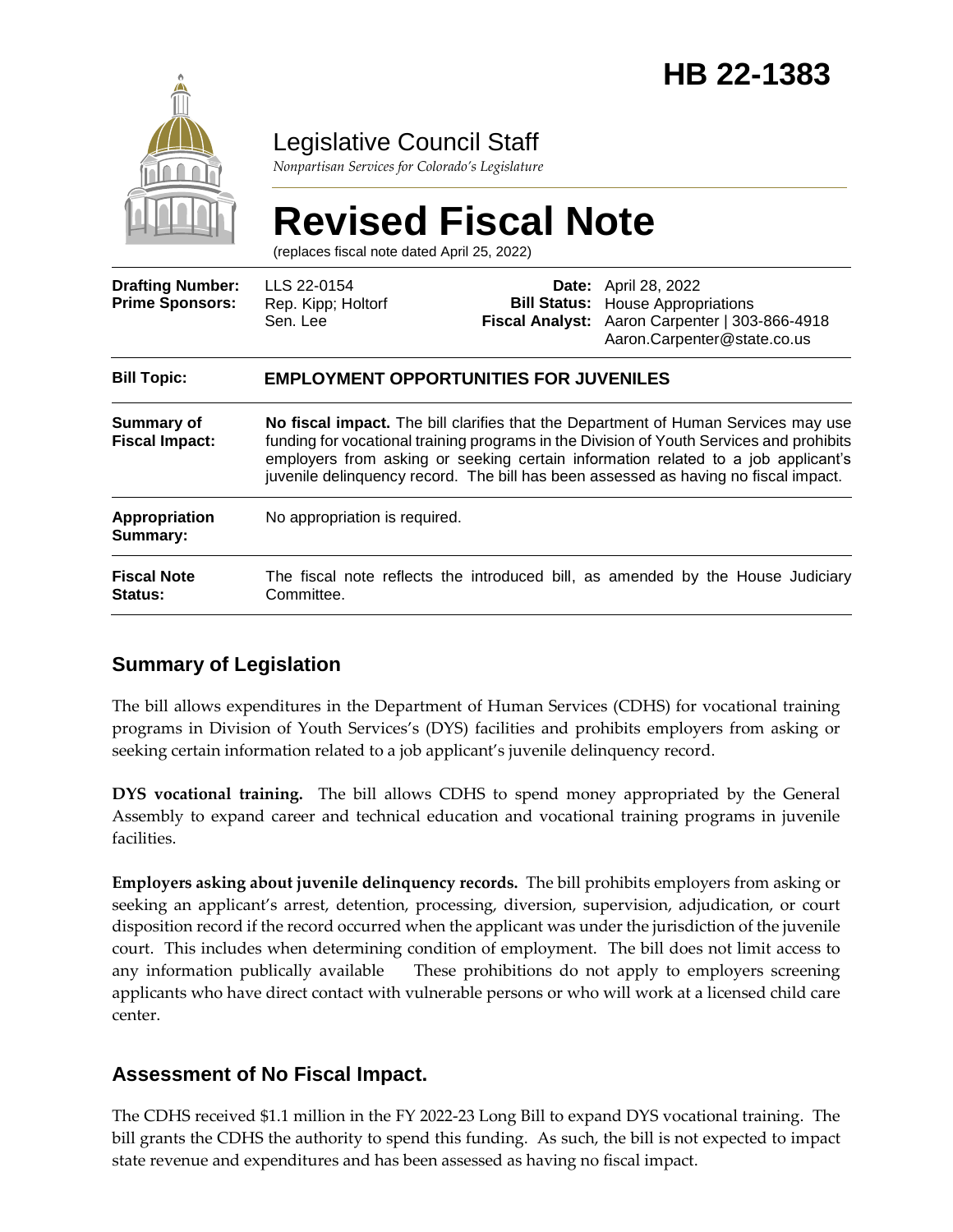# HB 22-1383

Legislative Council Staff

*Nonpartisan Services for Colorado's Legislature*

# Revised Fiscal Note

(replaces fiscal note dated April 25, 2022)

| | | | |
|---|---|---|---|
| **Drafting Number:** | LLS 22-0154 | **Date:** | April 28, 2022 |
| **Prime Sponsors:** | Rep. Kipp; Holtorf<br>Sen. Lee | **Bill Status:** | House Appropriations |
| | | **Fiscal Analyst:** | Aaron Carpenter \| 303-866-4918<br>Aaron.Carpenter@state.co.us |

| | |
|---|---|
| **Bill Topic:** | **EMPLOYMENT OPPORTUNITIES FOR JUVENILES** |
| **Summary of Fiscal Impact:** | **No fiscal impact.** The bill clarifies that the Department of Human Services may use funding for vocational training programs in the Division of Youth Services and prohibits employers from asking or seeking certain information related to a job applicant's juvenile delinquency record. The bill has been assessed as having no fiscal impact. |
| **Appropriation Summary:** | No appropriation is required. |
| **Fiscal Note Status:** | The fiscal note reflects the introduced bill, as amended by the House Judiciary Committee. |

## Summary of Legislation

The bill allows expenditures in the Department of Human Services (CDHS) for vocational training programs in Division of Youth Services's (DYS) facilities and prohibits employers from asking or seeking certain information related to a job applicant's juvenile delinquency record.

**DYS vocational training.** The bill allows CDHS to spend money appropriated by the General Assembly to expand career and technical education and vocational training programs in juvenile facilities.

**Employers asking about juvenile delinquency records.** The bill prohibits employers from asking or seeking an applicant's arrest, detention, processing, diversion, supervision, adjudication, or court disposition record if the record occurred when the applicant was under the jurisdiction of the juvenile court. This includes when determining condition of employment. The bill does not limit access to any information publically available These prohibitions do not apply to employers screening applicants who have direct contact with vulnerable persons or who will work at a licensed child care center.

## Assessment of No Fiscal Impact.

The CDHS received $1.1 million in the FY 2022-23 Long Bill to expand DYS vocational training. The bill grants the CDHS the authority to spend this funding. As such, the bill is not expected to impact state revenue and expenditures and has been assessed as having no fiscal impact.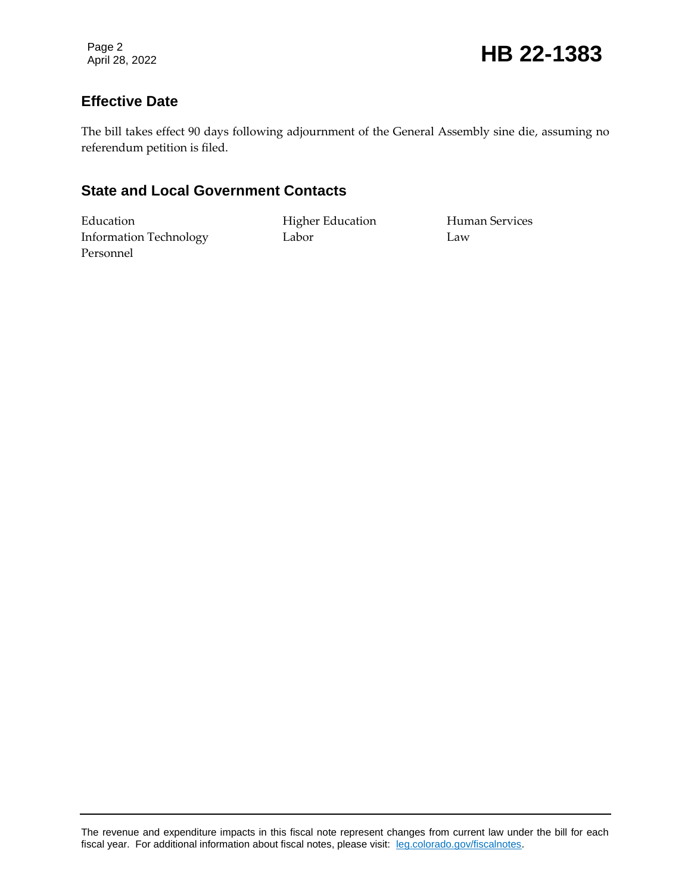## Effective Date

The bill takes effect 90 days following adjournment of the General Assembly sine die, assuming no referendum petition is filed.

## State and Local Government Contacts

| | | |
|---|---|---|
| Education | Higher Education | Human Services |
| Information Technology | Labor | Law |
| Personnel | | |

The revenue and expenditure impacts in this fiscal note represent changes from current law under the bill for each fiscal year. For additional information about fiscal notes, please visit: leg.colorado.gov/fiscalnotes.